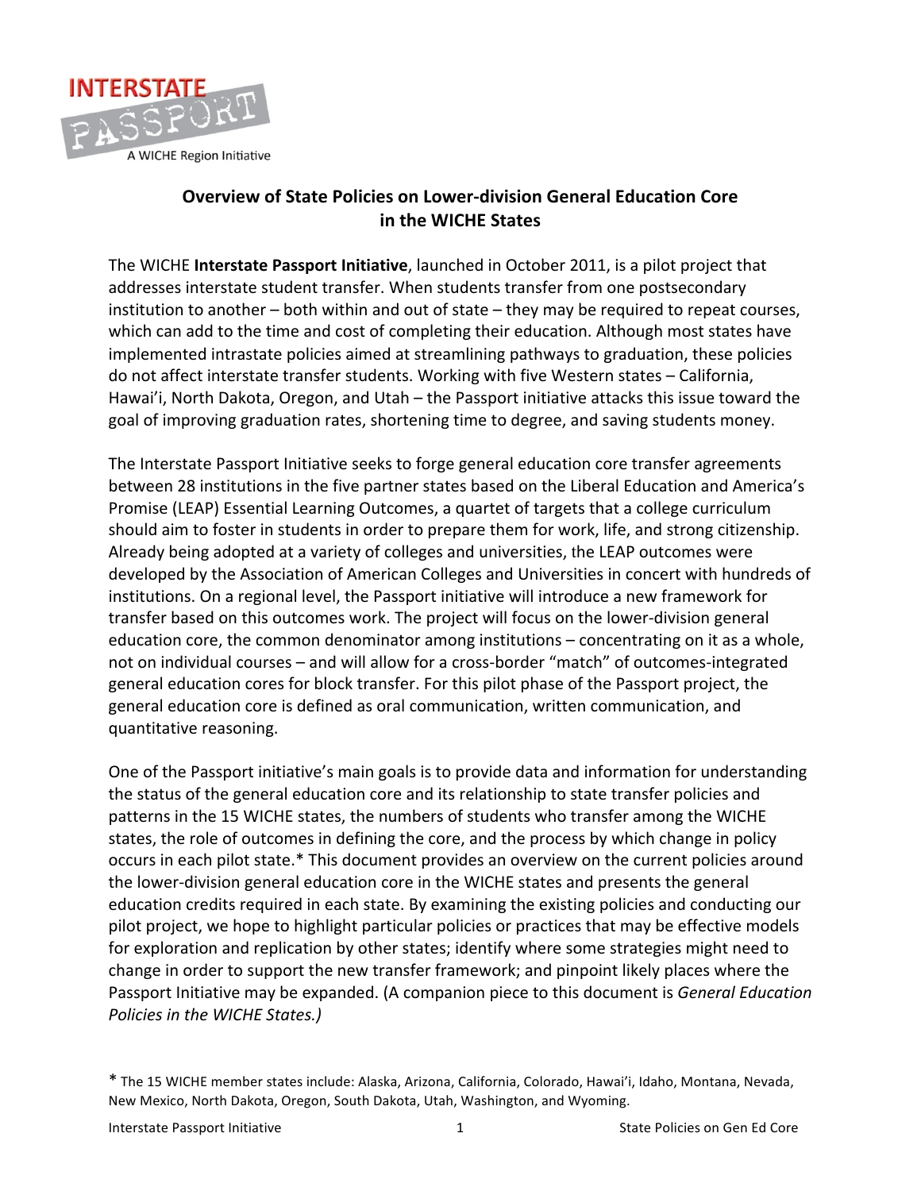INTERSTATE PASSPORT

A WICHE Region Initiative

# Overview of State Policies on Lower-division General Education Core in the WICHE States

The WICHE **Interstate Passport Initiative**, launched in October 2011, is a pilot project that addresses interstate student transfer. When students transfer from one postsecondary institution to another – both within and out of state – they may be required to repeat courses, which can add to the time and cost of completing their education. Although most states have implemented intrastate policies aimed at streamlining pathways to graduation, these policies do not affect interstate transfer students. Working with five Western states – California, Hawai'i, North Dakota, Oregon, and Utah – the Passport initiative attacks this issue toward the goal of improving graduation rates, shortening time to degree, and saving students money.

The Interstate Passport Initiative seeks to forge general education core transfer agreements between 28 institutions in the five partner states based on the Liberal Education and America's Promise (LEAP) Essential Learning Outcomes, a quartet of targets that a college curriculum should aim to foster in students in order to prepare them for work, life, and strong citizenship. Already being adopted at a variety of colleges and universities, the LEAP outcomes were developed by the Association of American Colleges and Universities in concert with hundreds of institutions. On a regional level, the Passport initiative will introduce a new framework for transfer based on this outcomes work. The project will focus on the lower-division general education core, the common denominator among institutions – concentrating on it as a whole, not on individual courses – and will allow for a cross-border "match" of outcomes-integrated general education cores for block transfer. For this pilot phase of the Passport project, the general education core is defined as oral communication, written communication, and quantitative reasoning.

One of the Passport initiative's main goals is to provide data and information for understanding the status of the general education core and its relationship to state transfer policies and patterns in the 15 WICHE states, the numbers of students who transfer among the WICHE states, the role of outcomes in defining the core, and the process by which change in policy occurs in each pilot state.* This document provides an overview on the current policies around the lower-division general education core in the WICHE states and presents the general education credits required in each state. By examining the existing policies and conducting our pilot project, we hope to highlight particular policies or practices that may be effective models for exploration and replication by other states; identify where some strategies might need to change in order to support the new transfer framework; and pinpoint likely places where the Passport Initiative may be expanded. (A companion piece to this document is *General Education Policies in the WICHE States.)*

* The 15 WICHE member states include: Alaska, Arizona, California, Colorado, Hawai'i, Idaho, Montana, Nevada, New Mexico, North Dakota, Oregon, South Dakota, Utah, Washington, and Wyoming.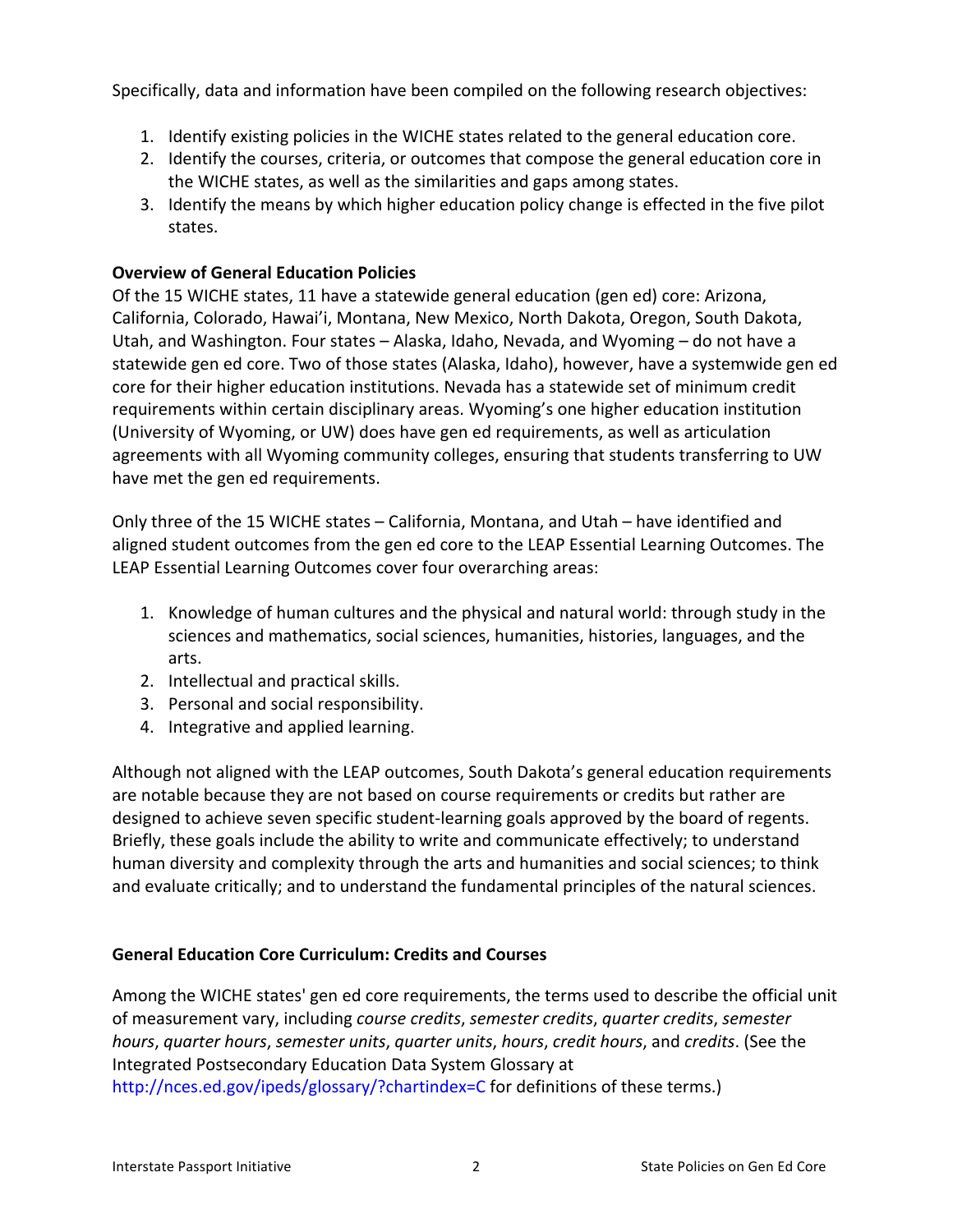Specifically, data and information have been compiled on the following research objectives:

1. Identify existing policies in the WICHE states related to the general education core.
2. Identify the courses, criteria, or outcomes that compose the general education core in the WICHE states, as well as the similarities and gaps among states.
3. Identify the means by which higher education policy change is effected in the five pilot states.

**Overview of General Education Policies**

Of the 15 WICHE states, 11 have a statewide general education (gen ed) core: Arizona, California, Colorado, Hawai'i, Montana, New Mexico, North Dakota, Oregon, South Dakota, Utah, and Washington. Four states – Alaska, Idaho, Nevada, and Wyoming – do not have a statewide gen ed core. Two of those states (Alaska, Idaho), however, have a systemwide gen ed core for their higher education institutions. Nevada has a statewide set of minimum credit requirements within certain disciplinary areas. Wyoming's one higher education institution (University of Wyoming, or UW) does have gen ed requirements, as well as articulation agreements with all Wyoming community colleges, ensuring that students transferring to UW have met the gen ed requirements.

Only three of the 15 WICHE states – California, Montana, and Utah – have identified and aligned student outcomes from the gen ed core to the LEAP Essential Learning Outcomes. The LEAP Essential Learning Outcomes cover four overarching areas:

1. Knowledge of human cultures and the physical and natural world: through study in the sciences and mathematics, social sciences, humanities, histories, languages, and the arts.
2. Intellectual and practical skills.
3. Personal and social responsibility.
4. Integrative and applied learning.

Although not aligned with the LEAP outcomes, South Dakota's general education requirements are notable because they are not based on course requirements or credits but rather are designed to achieve seven specific student-learning goals approved by the board of regents. Briefly, these goals include the ability to write and communicate effectively; to understand human diversity and complexity through the arts and humanities and social sciences; to think and evaluate critically; and to understand the fundamental principles of the natural sciences.

**General Education Core Curriculum: Credits and Courses**

Among the WICHE states' gen ed core requirements, the terms used to describe the official unit of measurement vary, including *course credits*, *semester credits*, *quarter credits*, *semester hours*, *quarter hours*, *semester units*, *quarter units*, *hours*, *credit hours*, and *credits*. (See the Integrated Postsecondary Education Data System Glossary at http://nces.ed.gov/ipeds/glossary/?chartindex=C for definitions of these terms.)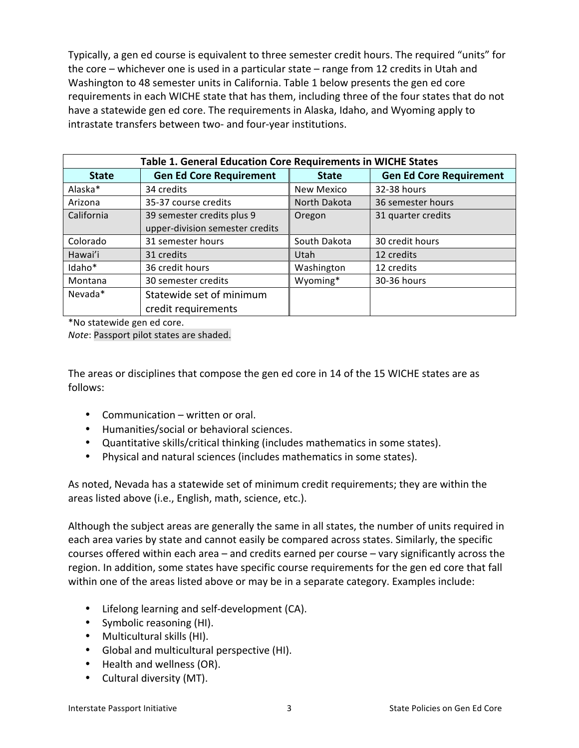Typically, a gen ed course is equivalent to three semester credit hours. The required "units" for the core – whichever one is used in a particular state – range from 12 credits in Utah and Washington to 48 semester units in California. Table 1 below presents the gen ed core requirements in each WICHE state that has them, including three of the four states that do not have a statewide gen ed core. The requirements in Alaska, Idaho, and Wyoming apply to intrastate transfers between two- and four-year institutions.

**Table 1. General Education Core Requirements in WICHE States**

| State | Gen Ed Core Requirement | State | Gen Ed Core Requirement |
|---|---|---|---|
| Alaska* | 34 credits | New Mexico | 32-38 hours |
| Arizona | 35-37 course credits | North Dakota | 36 semester hours |
| California | 39 semester credits plus 9 upper-division semester credits | Oregon | 31 quarter credits |
| Colorado | 31 semester hours | South Dakota | 30 credit hours |
| Hawai'i | 31 credits | Utah | 12 credits |
| Idaho* | 36 credit hours | Washington | 12 credits |
| Montana | 30 semester credits | Wyoming* | 30-36 hours |
| Nevada* | Statewide set of minimum credit requirements | | |

*No statewide gen ed core.
*Note*: Passport pilot states are shaded.

The areas or disciplines that compose the gen ed core in 14 of the 15 WICHE states are as follows:

- Communication – written or oral.
- Humanities/social or behavioral sciences.
- Quantitative skills/critical thinking (includes mathematics in some states).
- Physical and natural sciences (includes mathematics in some states).

As noted, Nevada has a statewide set of minimum credit requirements; they are within the areas listed above (i.e., English, math, science, etc.).

Although the subject areas are generally the same in all states, the number of units required in each area varies by state and cannot easily be compared across states. Similarly, the specific courses offered within each area – and credits earned per course – vary significantly across the region. In addition, some states have specific course requirements for the gen ed core that fall within one of the areas listed above or may be in a separate category. Examples include:

- Lifelong learning and self-development (CA).
- Symbolic reasoning (HI).
- Multicultural skills (HI).
- Global and multicultural perspective (HI).
- Health and wellness (OR).
- Cultural diversity (MT).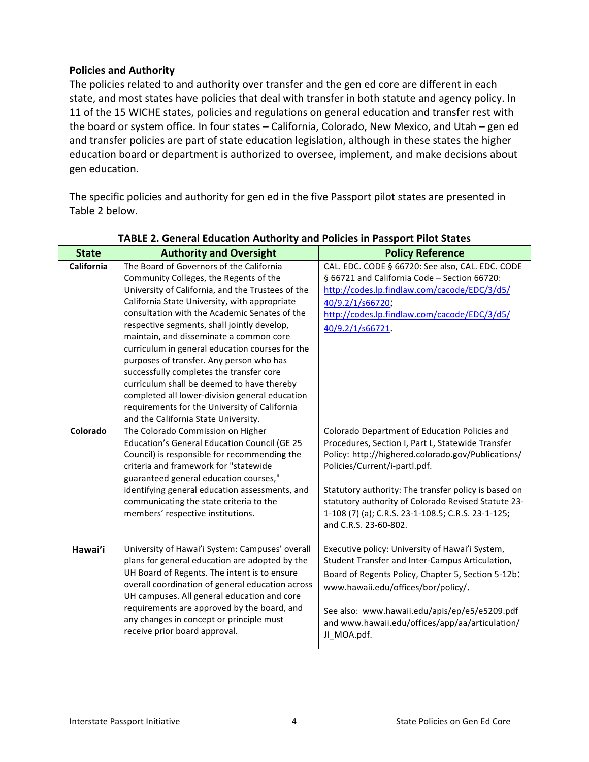### Policies and Authority

The policies related to and authority over transfer and the gen ed core are different in each state, and most states have policies that deal with transfer in both statute and agency policy. In 11 of the 15 WICHE states, policies and regulations on general education and transfer rest with the board or system office. In four states – California, Colorado, New Mexico, and Utah – gen ed and transfer policies are part of state education legislation, although in these states the higher education board or department is authorized to oversee, implement, and make decisions about gen education.

The specific policies and authority for gen ed in the five Passport pilot states are presented in Table 2 below.

| TABLE 2. General Education Authority and Policies in Passport Pilot States | | |
|---|---|---|
| **State** | **Authority and Oversight** | **Policy Reference** |
| **California** | The Board of Governors of the California Community Colleges, the Regents of the University of California, and the Trustees of the California State University, with appropriate consultation with the Academic Senates of the respective segments, shall jointly develop, maintain, and disseminate a common core curriculum in general education courses for the purposes of transfer. Any person who has successfully completes the transfer core curriculum shall be deemed to have thereby completed all lower-division general education requirements for the University of California and the California State University. | CAL. EDC. CODE § 66720: See also, CAL. EDC. CODE § 66721 and California Code – Section 66720: http://codes.lp.findlaw.com/cacode/EDC/3/d5/40/9.2/1/s66720; http://codes.lp.findlaw.com/cacode/EDC/3/d5/40/9.2/1/s66721. |
| **Colorado** | The Colorado Commission on Higher Education's General Education Council (GE 25 Council) is responsible for recommending the criteria and framework for "statewide guaranteed general education courses," identifying general education assessments, and communicating the state criteria to the members' respective institutions. | Colorado Department of Education Policies and Procedures, Section I, Part L, Statewide Transfer Policy: http://highered.colorado.gov/Publications/Policies/Current/i-partl.pdf.<br><br>Statutory authority: The transfer policy is based on statutory authority of Colorado Revised Statute 23-1-108 (7) (a); C.R.S. 23-1-108.5; C.R.S. 23-1-125; and C.R.S. 23-60-802. |
| **Hawai'i** | University of Hawai'i System: Campuses' overall plans for general education are adopted by the UH Board of Regents. The intent is to ensure overall coordination of general education across UH campuses. All general education and core requirements are approved by the board, and any changes in concept or principle must receive prior board approval. | Executive policy: University of Hawai'i System, Student Transfer and Inter-Campus Articulation, Board of Regents Policy, Chapter 5, Section 5-12b: www.hawaii.edu/offices/bor/policy/.<br><br>See also: www.hawaii.edu/apis/ep/e5/e5209.pdf and www.hawaii.edu/offices/app/aa/articulation/JI_MOA.pdf. |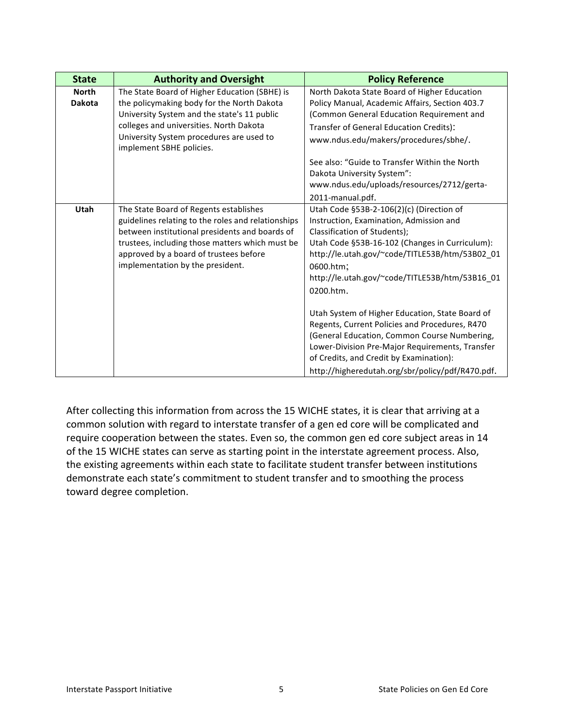| State | Authority and Oversight | Policy Reference |
|---|---|---|
| **North Dakota** | The State Board of Higher Education (SBHE) is the policymaking body for the North Dakota University System and the state's 11 public colleges and universities. North Dakota University System procedures are used to implement SBHE policies. | North Dakota State Board of Higher Education Policy Manual, Academic Affairs, Section 403.7 (Common General Education Requirement and Transfer of General Education Credits): www.ndus.edu/makers/procedures/sbhe/.<br><br>See also: "Guide to Transfer Within the North Dakota University System": www.ndus.edu/uploads/resources/2712/gerta-2011-manual.pdf. |
| **Utah** | The State Board of Regents establishes guidelines relating to the roles and relationships between institutional presidents and boards of trustees, including those matters which must be approved by a board of trustees before implementation by the president. | Utah Code §53B-2-106(2)(c) (Direction of Instruction, Examination, Admission and Classification of Students);<br>Utah Code §53B-16-102 (Changes in Curriculum): http://le.utah.gov/~code/TITLE53B/htm/53B02_010600.htm;<br>http://le.utah.gov/~code/TITLE53B/htm/53B16_010200.htm.<br><br>Utah System of Higher Education, State Board of Regents, Current Policies and Procedures, R470 (General Education, Common Course Numbering, Lower-Division Pre-Major Requirements, Transfer of Credits, and Credit by Examination): http://higheredutah.org/sbr/policy/pdf/R470.pdf. |

After collecting this information from across the 15 WICHE states, it is clear that arriving at a common solution with regard to interstate transfer of a gen ed core will be complicated and require cooperation between the states. Even so, the common gen ed core subject areas in 14 of the 15 WICHE states can serve as starting point in the interstate agreement process. Also, the existing agreements within each state to facilitate student transfer between institutions demonstrate each state's commitment to student transfer and to smoothing the process toward degree completion.